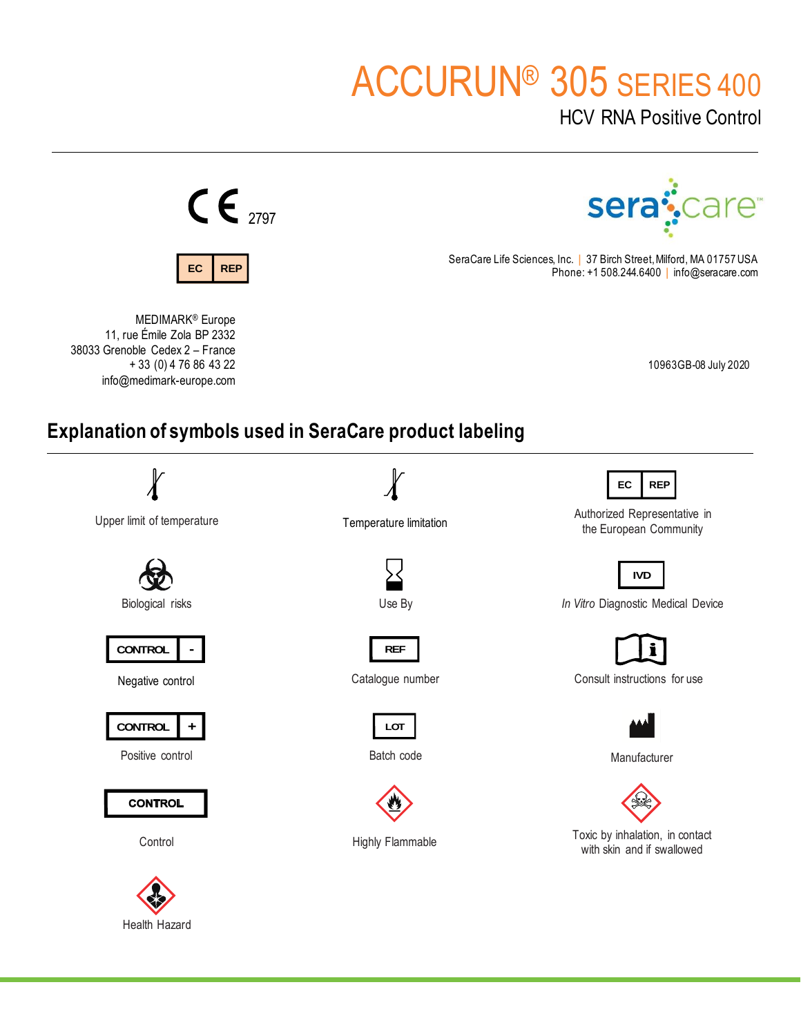# ACCURUN® 305 SERIES 400

## HCV RNA Positive Control

CE 2797

EC REP

MEDIMARK® Europe
11, rue Émile Zola BP 2332
38033 Grenoble Cedex 2 – France
+ 33 (0) 4 76 86 43 22
info@medimark-europe.com

seracare

SeraCare Life Sciences, Inc. | 37 Birch Street, Milford, MA 01757 USA
Phone: +1 508.244.6400 | info@seracare.com

10963GB-08 July 2020

## Explanation of symbols used in SeraCare product labeling

| Symbol | Meaning |
|---|---|
| (thermometer) | Upper limit of temperature |
| (thermometer) | Temperature limitation |
| EC REP | Authorized Representative in the European Community |
| (biohazard) | Biological risks |
| (hourglass) | Use By |
| IVD | *In Vitro* Diagnostic Medical Device |
| CONTROL - | Negative control |
| REF | Catalogue number |
| (book) | Consult instructions for use |
| CONTROL + | Positive control |
| LOT | Batch code |
| (factory) | Manufacturer |
| CONTROL | Control |
| (flame) | Highly Flammable |
| (skull and crossbones) | Toxic by inhalation, in contact with skin and if swallowed |
| (health hazard) | Health Hazard |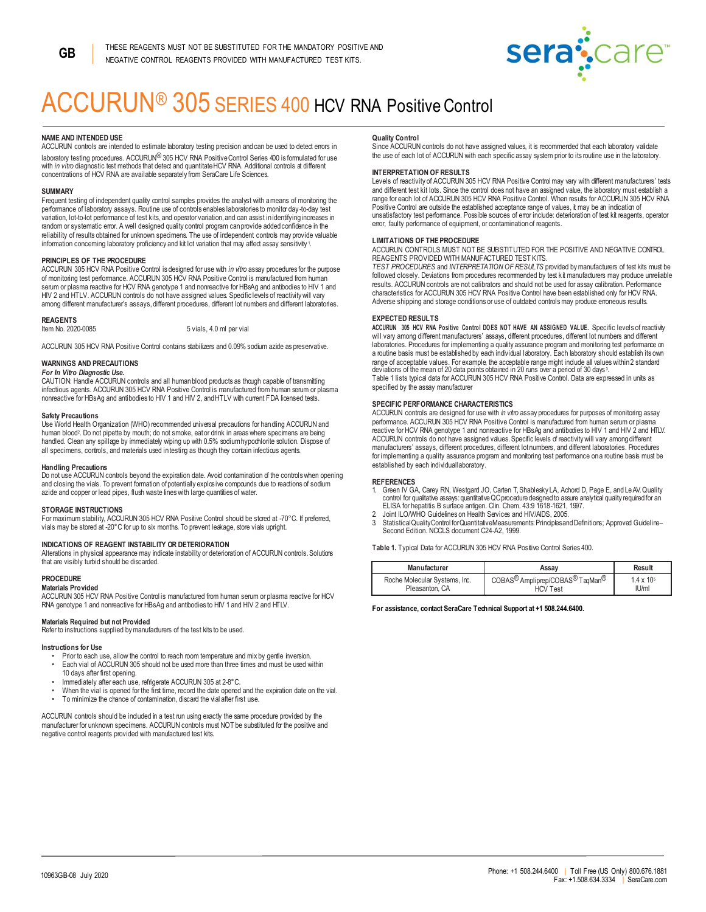GB | THESE REAGENTS MUST NOT BE SUBSTITUTED FOR THE MANDATORY POSITIVE AND NEGATIVE CONTROL REAGENTS PROVIDED WITH MANUFACTURED TEST KITS.

# ACCURUN® 305 SERIES 400 HCV RNA Positive Control

## NAME AND INTENDED USE

ACCURUN controls are intended to estimate laboratory testing precision and can be used to detect errors in laboratory testing procedures. ACCURUN® 305 HCV RNA Positive Control Series 400 is formulated for use with *in vitro* diagnostic test methods that detect and quantitate HCV RNA. Additional controls at different concentrations of HCV RNA are available separately from SeraCare Life Sciences.

## SUMMARY

Frequent testing of independent quality control samples provides the analyst with a means of monitoring the performance of laboratory assays. Routine use of controls enables laboratories to monitor day-to-day test variation, lot-to-lot performance of test kits, and operator variation, and can assist in identifying increases in random or systematic error. A well designed quality control program can provide added confidence in the reliability of results obtained for unknown specimens. The use of independent controls may provide valuable information concerning laboratory proficiency and kit lot variation that may affect assay sensitivity [1].

## PRINCIPLES OF THE PROCEDURE

ACCURUN 305 HCV RNA Positive Control is designed for use with *in vitro* assay procedures for the purpose of monitoring test performance. ACCURUN 305 HCV RNA Positive Control is manufactured from human serum or plasma reactive for HCV RNA genotype 1 and nonreactive for HBsAg and antibodies to HIV 1 and HIV 2 and HTLV. ACCURUN controls do not have assigned values. Specific levels of reactivity will vary among different manufacturer's assays, different procedures, different lot numbers and different laboratories.

## REAGENTS

Item No. 2020-0085 — 5 vials, 4.0 ml per vial

ACCURUN 305 HCV RNA Positive Control contains stabilizers and 0.09% sodium azide as preservative.

## WARNINGS AND PRECAUTIONS

***For In Vitro Diagnostic Use.***

CAUTION: Handle ACCURUN controls and all human blood products as though capable of transmitting infectious agents. ACCURUN 305 HCV RNA Positive Control is manufactured from human serum or plasma nonreactive for HBsAg and antibodies to HIV 1 and HIV 2, and HTLV with current FDA licensed tests.

### Safety Precautions

Use World Health Organization (WHO) recommended universal precautions for handling ACCURUN and human blood[2]. Do not pipette by mouth; do not smoke, eat or drink in areas where specimens are being handled. Clean any spillage by immediately wiping up with 0.5% sodium hypochlorite solution. Dispose of all specimens, controls, and materials used in testing as though they contain infectious agents.

### Handling Precautions

Do not use ACCURUN controls beyond the expiration date. Avoid contamination of the controls when opening and closing the vials. To prevent formation of potentially explosive compounds due to reactions of sodium azide and copper or lead pipes, flush waste lines with large quantities of water.

## STORAGE INSTRUCTIONS

For maximum stability, ACCURUN 305 HCV RNA Positive Control should be stored at -70°C. If preferred, vials may be stored at -20°C for up to six months. To prevent leakage, store vials upright.

## INDICATIONS OF REAGENT INSTABILITY OR DETERIORATION

Alterations in physical appearance may indicate instability or deterioration of ACCURUN controls. Solutions that are visibly turbid should be discarded.

## PROCEDURE

### Materials Provided

ACCURUN 305 HCV RNA Positive Control is manufactured from human serum or plasma reactive for HCV RNA genotype 1 and nonreactive for HBsAg and antibodies to HIV 1 and HIV 2 and HTLV.

### Materials Required but not Provided

Refer to instructions supplied by manufacturers of the test kits to be used.

### Instructions for Use

- Prior to each use, allow the control to reach room temperature and mix by gentle inversion.
- Each vial of ACCURUN 305 should not be used more than three times and must be used within 10 days after first opening.
- Immediately after each use, refrigerate ACCURUN 305 at 2-8°C.
- When the vial is opened for the first time, record the date opened and the expiration date on the vial.
- To minimize the chance of contamination, discard the vial after first use.

ACCURUN controls should be included in a test run using exactly the same procedure provided by the manufacturer for unknown specimens. ACCURUN controls must NOT be substituted for the positive and negative control reagents provided with manufactured test kits.

### Quality Control

Since ACCURUN controls do not have assigned values, it is recommended that each laboratory validate the use of each lot of ACCURUN with each specific assay system prior to its routine use in the laboratory.

## INTERPRETATION OF RESULTS

Levels of reactivity of ACCURUN 305 HCV RNA Positive Control may vary with different manufacturers' tests and different test kit lots. Since the control does not have an assigned value, the laboratory must establish a range for each lot of ACCURUN 305 HCV RNA Positive Control. When results for ACCURUN 305 HCV RNA Positive Control are outside the established acceptance range of values, it may be an indication of unsatisfactory test performance. Possible sources of error include: deterioration of test kit reagents, operator error, faulty performance of equipment, or contamination of reagents.

## LIMITATIONS OF THE PROCEDURE

ACCURUN CONTROLS MUST NOT BE SUBSTITUTED FOR THE POSITIVE AND NEGATIVE CONTROL REAGENTS PROVIDED WITH MANUFACTURED TEST KITS.

*TEST PROCEDURES* and *INTERPRETATION OF RESULTS* provided by manufacturers of test kits must be followed closely. Deviations from procedures recommended by test kit manufacturers may produce unreliable results. ACCURUN controls are not calibrators and should not be used for assay calibration. Performance characteristics for ACCURUN 305 HCV RNA Positive Control have been established only for HCV RNA. Adverse shipping and storage conditions or use of outdated controls may produce erroneous results.

## EXPECTED RESULTS

**ACCURUN 305 HCV RNA Positive Control DOES NOT HAVE AN ASSIGNED VALUE.** Specific levels of reactivity will vary among different manufacturers' assays, different procedures, different lot numbers and different laboratories. Procedures for implementing a quality assurance program and monitoring test performance on a routine basis must be established by each individual laboratory. Each laboratory should establish its own range of acceptable values. For example, the acceptable range might include all values within 2 standard deviations of the mean of 20 data points obtained in 20 runs over a period of 30 days[3].

Table 1 lists typical data for ACCURUN 305 HCV RNA Positive Control. Data are expressed in units as specified by the assay manufacturer

## SPECIFIC PERFORMANCE CHARACTERISTICS

ACCURUN controls are designed for use with *in vitro* assay procedures for purposes of monitoring assay performance. ACCURUN 305 HCV RNA Positive Control is manufactured from human serum or plasma reactive for HCV RNA genotype 1 and nonreactive for HBsAg and antibodies to HIV 1 and HIV 2 and HTLV. ACCURUN controls do not have assigned values. Specific levels of reactivity will vary among different manufacturers' assays, different procedures, different lot numbers, and different laboratories. Procedures for implementing a quality assurance program and monitoring test performance on a routine basis must be established by each individual laboratory.

## REFERENCES

1. Green IV GA, Carey RN, Westgard JO, Carten T, Shablesky LA, Achord D, Page E, and Le AV. Quality control for qualitative assays: quantitative QC procedure designed to assure analytical quality required for an ELISA for hepatitis B surface antigen. Clin. Chem. 43:9 1618-1621, 1997.
2. Joint ILO/WHO Guidelines on Health Services and HIV/AIDS, 2005.
3. Statistical Quality Control for Quantitative Measurements: Principles and Definitions; Approved Guideline– Second Edition. NCCLS document C24-A2, 1999.

**Table 1.** Typical Data for ACCURUN 305 HCV RNA Positive Control Series 400.

| Manufacturer | Assay | Result |
| --- | --- | --- |
| Roche Molecular Systems, Inc. Pleasanton, CA | COBAS® Ampliprep/COBAS® TaqMan® HCV Test | $1.4 \times 10^5$ IU/ml |

**For assistance, contact SeraCare Technical Support at +1 508.244.6400.**

10963GB-08 July 2020

Phone: +1 508.244.6400 | Toll Free (US Only) 800.676.1881
Fax: +1.508.634.3334 | SeraCare.com